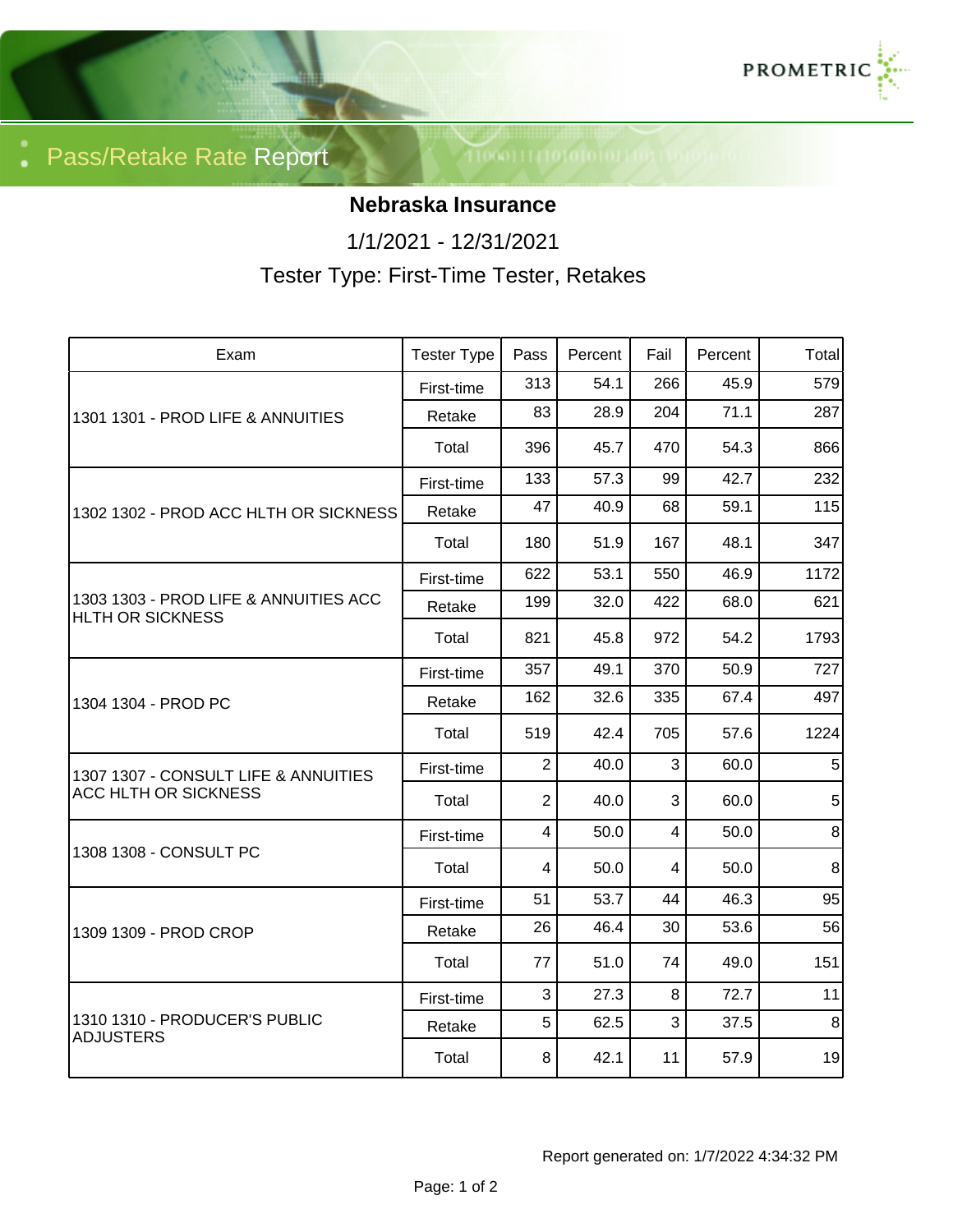# Pass/Retake Rate Report

## Nebraska Insurance

1/1/2021 - 12/31/2021

Tester Type: First-Time Tester, Retakes

| Exam | Tester Type | Pass | Percent | Fail | Percent | Total |
|---|---|---|---|---|---|---|
| 1301 1301 - PROD LIFE & ANNUITIES | First-time | 313 | 54.1 | 266 | 45.9 | 579 |
| | Retake | 83 | 28.9 | 204 | 71.1 | 287 |
| | Total | 396 | 45.7 | 470 | 54.3 | 866 |
| 1302 1302 - PROD ACC HLTH OR SICKNESS | First-time | 133 | 57.3 | 99 | 42.7 | 232 |
| | Retake | 47 | 40.9 | 68 | 59.1 | 115 |
| | Total | 180 | 51.9 | 167 | 48.1 | 347 |
| 1303 1303 - PROD LIFE & ANNUITIES ACC HLTH OR SICKNESS | First-time | 622 | 53.1 | 550 | 46.9 | 1172 |
| | Retake | 199 | 32.0 | 422 | 68.0 | 621 |
| | Total | 821 | 45.8 | 972 | 54.2 | 1793 |
| 1304 1304 - PROD PC | First-time | 357 | 49.1 | 370 | 50.9 | 727 |
| | Retake | 162 | 32.6 | 335 | 67.4 | 497 |
| | Total | 519 | 42.4 | 705 | 57.6 | 1224 |
| 1307 1307 - CONSULT LIFE & ANNUITIES ACC HLTH OR SICKNESS | First-time | 2 | 40.0 | 3 | 60.0 | 5 |
| | Total | 2 | 40.0 | 3 | 60.0 | 5 |
| 1308 1308 - CONSULT PC | First-time | 4 | 50.0 | 4 | 50.0 | 8 |
| | Total | 4 | 50.0 | 4 | 50.0 | 8 |
| 1309 1309 - PROD CROP | First-time | 51 | 53.7 | 44 | 46.3 | 95 |
| | Retake | 26 | 46.4 | 30 | 53.6 | 56 |
| | Total | 77 | 51.0 | 74 | 49.0 | 151 |
| 1310 1310 - PRODUCER'S PUBLIC ADJUSTERS | First-time | 3 | 27.3 | 8 | 72.7 | 11 |
| | Retake | 5 | 62.5 | 3 | 37.5 | 8 |
| | Total | 8 | 42.1 | 11 | 57.9 | 19 |

Report generated on: 1/7/2022 4:34:32 PM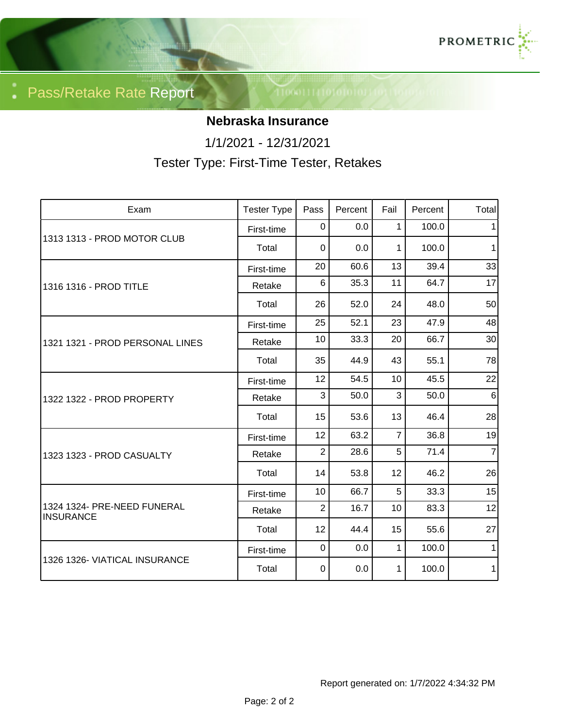# Pass/Retake Rate Report

**Nebraska Insurance**

1/1/2021 - 12/31/2021

Tester Type: First-Time Tester, Retakes

| Exam | Tester Type | Pass | Percent | Fail | Percent | Total |
|---|---|---|---|---|---|---|
| 1313 1313 - PROD MOTOR CLUB | First-time | 0 | 0.0 | 1 | 100.0 | 1 |
| | Total | 0 | 0.0 | 1 | 100.0 | 1 |
| 1316 1316 - PROD TITLE | First-time | 20 | 60.6 | 13 | 39.4 | 33 |
| | Retake | 6 | 35.3 | 11 | 64.7 | 17 |
| | Total | 26 | 52.0 | 24 | 48.0 | 50 |
| 1321 1321 - PROD PERSONAL LINES | First-time | 25 | 52.1 | 23 | 47.9 | 48 |
| | Retake | 10 | 33.3 | 20 | 66.7 | 30 |
| | Total | 35 | 44.9 | 43 | 55.1 | 78 |
| 1322 1322 - PROD PROPERTY | First-time | 12 | 54.5 | 10 | 45.5 | 22 |
| | Retake | 3 | 50.0 | 3 | 50.0 | 6 |
| | Total | 15 | 53.6 | 13 | 46.4 | 28 |
| 1323 1323 - PROD CASUALTY | First-time | 12 | 63.2 | 7 | 36.8 | 19 |
| | Retake | 2 | 28.6 | 5 | 71.4 | 7 |
| | Total | 14 | 53.8 | 12 | 46.2 | 26 |
| 1324 1324- PRE-NEED FUNERAL INSURANCE | First-time | 10 | 66.7 | 5 | 33.3 | 15 |
| | Retake | 2 | 16.7 | 10 | 83.3 | 12 |
| | Total | 12 | 44.4 | 15 | 55.6 | 27 |
| 1326 1326- VIATICAL INSURANCE | First-time | 0 | 0.0 | 1 | 100.0 | 1 |
| | Total | 0 | 0.0 | 1 | 100.0 | 1 |

Report generated on: 1/7/2022 4:34:32 PM